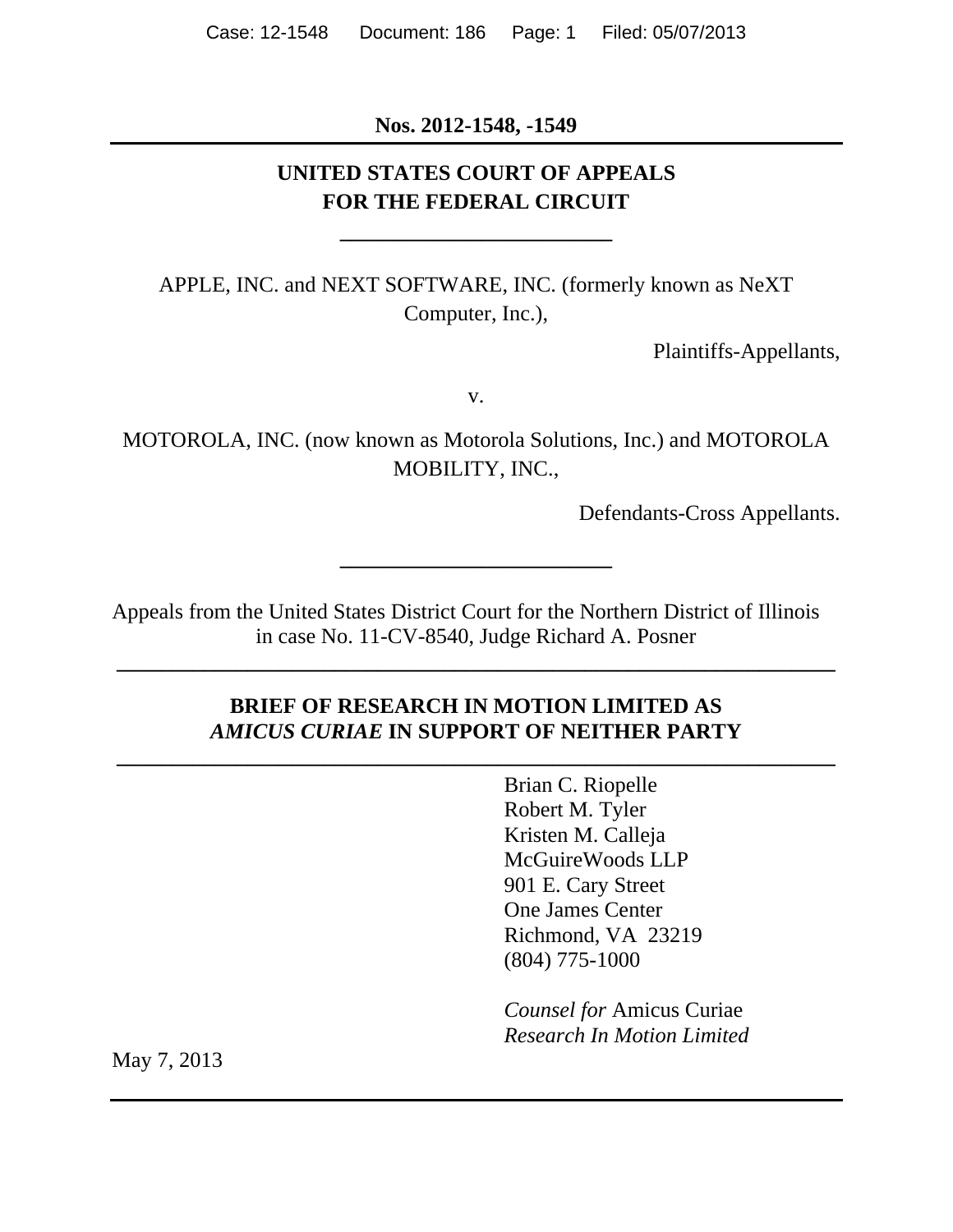**Nos. 2012-1548, -1549**

---

**UNITED STATES COURT OF APPEALS**
**FOR THE FEDERAL CIRCUIT**

---

APPLE, INC. and NEXT SOFTWARE, INC. (formerly known as NeXT Computer, Inc.),

Plaintiffs-Appellants,

v.

MOTOROLA, INC. (now known as Motorola Solutions, Inc.) and MOTOROLA MOBILITY, INC.,

Defendants-Cross Appellants.

---

Appeals from the United States District Court for the Northern District of Illinois in case No. 11-CV-8540, Judge Richard A. Posner

---

**BRIEF OF RESEARCH IN MOTION LIMITED AS *AMICUS CURIAE* IN SUPPORT OF NEITHER PARTY**

---

Brian C. Riopelle
Robert M. Tyler
Kristen M. Calleja
McGuireWoods LLP
901 E. Cary Street
One James Center
Richmond, VA 23219
(804) 775-1000

*Counsel for* Amicus Curiae
*Research In Motion Limited*

May 7, 2013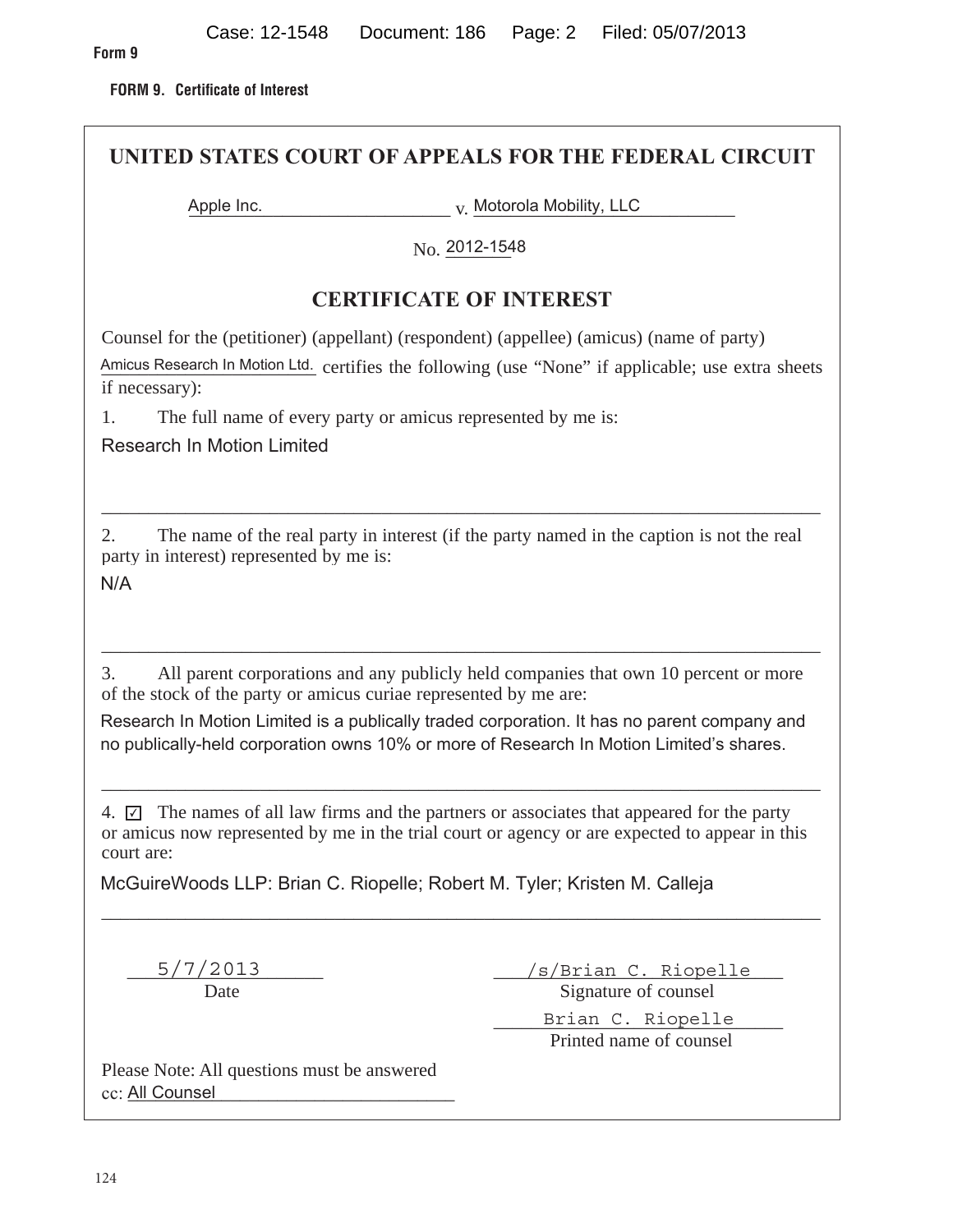Form 9

**FORM 9. Certificate of Interest**

# UNITED STATES COURT OF APPEALS FOR THE FEDERAL CIRCUIT

Apple Inc. v. Motorola Mobility, LLC

No. 2012-1548

## CERTIFICATE OF INTEREST

Counsel for the (petitioner) (appellant) (respondent) (appellee) (amicus) (name of party) Amicus Research In Motion Ltd. certifies the following (use "None" if applicable; use extra sheets if necessary):

1. The full name of every party or amicus represented by me is:

Research In Motion Limited

2. The name of the real party in interest (if the party named in the caption is not the real party in interest) represented by me is:

N/A

3. All parent corporations and any publicly held companies that own 10 percent or more of the stock of the party or amicus curiae represented by me are:

Research In Motion Limited is a publically traded corporation. It has no parent company and no publically-held corporation owns 10% or more of Research In Motion Limited's shares.

4. ☑ The names of all law firms and the partners or associates that appeared for the party or amicus now represented by me in the trial court or agency or are expected to appear in this court are:

McGuireWoods LLP: Brian C. Riopelle; Robert M. Tyler; Kristen M. Calleja

5/7/2013
Date

/s/Brian C. Riopelle
Signature of counsel

Brian C. Riopelle
Printed name of counsel

Please Note: All questions must be answered

cc: All Counsel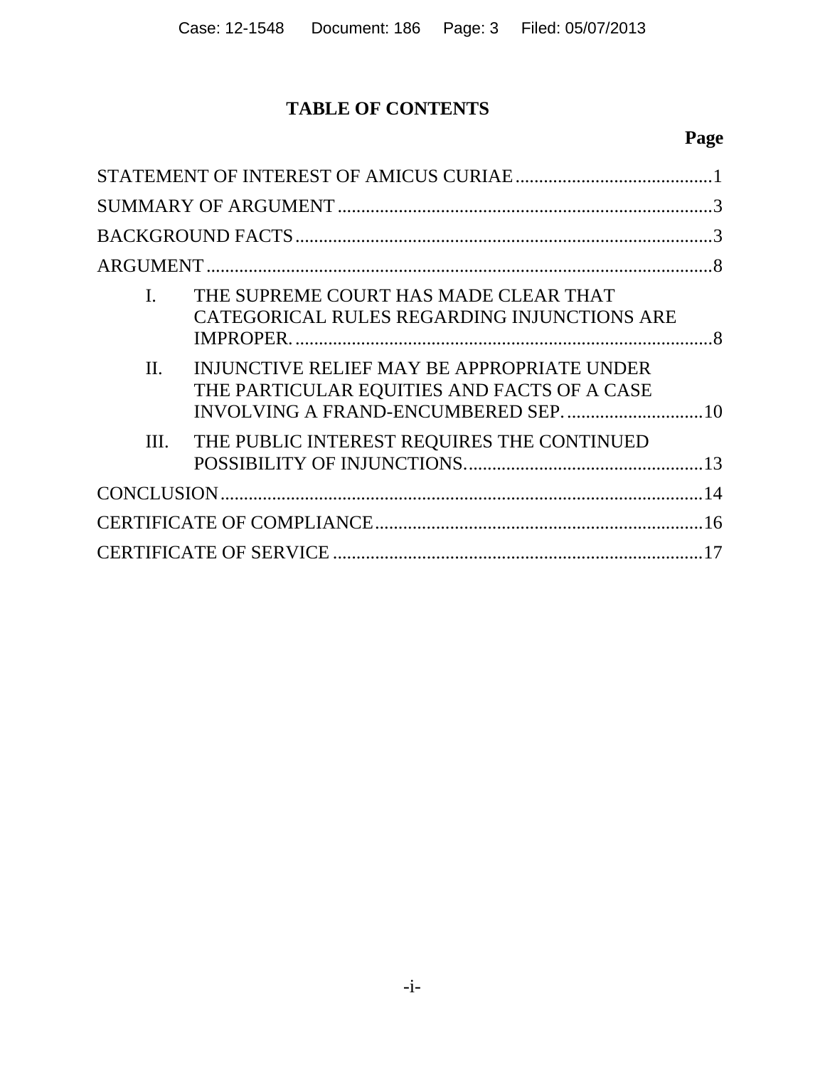# TABLE OF CONTENTS

**Page**

STATEMENT OF INTEREST OF AMICUS CURIAE .......................................... 1

SUMMARY OF ARGUMENT ............................................................................... 3

BACKGROUND FACTS ........................................................................................ 3

ARGUMENT ........................................................................................................... 8

I. THE SUPREME COURT HAS MADE CLEAR THAT CATEGORICAL RULES REGARDING INJUNCTIONS ARE IMPROPER. ......................................................................................... 8

II. INJUNCTIVE RELIEF MAY BE APPROPRIATE UNDER THE PARTICULAR EQUITIES AND FACTS OF A CASE INVOLVING A FRAND-ENCUMBERED SEP. ............................. 10

III. THE PUBLIC INTEREST REQUIRES THE CONTINUED POSSIBILITY OF INJUNCTIONS. .................................................. 13

CONCLUSION ...................................................................................................... 14

CERTIFICATE OF COMPLIANCE ...................................................................... 16

CERTIFICATE OF SERVICE .............................................................................. 17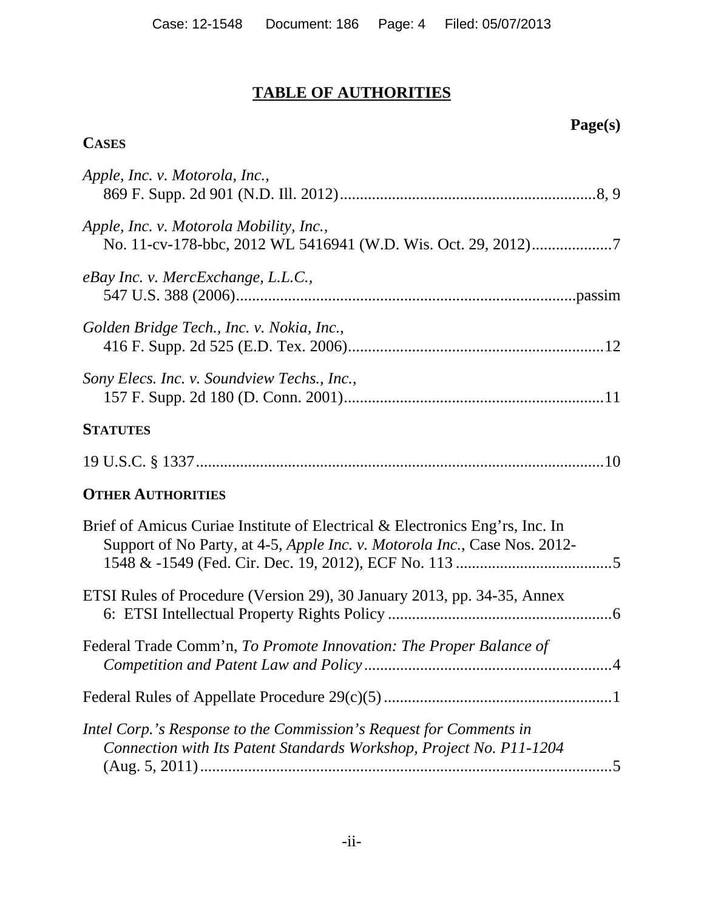# TABLE OF AUTHORITIES

**Page(s)**

**CASES**

*Apple, Inc. v. Motorola, Inc.*,
869 F. Supp. 2d 901 (N.D. Ill. 2012)...............................................................8, 9

*Apple, Inc. v. Motorola Mobility, Inc.*,
No. 11-cv-178-bbc, 2012 WL 5416941 (W.D. Wis. Oct. 29, 2012)...................7

*eBay Inc. v. MercExchange, L.L.C.*,
547 U.S. 388 (2006)..................................................................................passim

*Golden Bridge Tech., Inc. v. Nokia, Inc.*,
416 F. Supp. 2d 525 (E.D. Tex. 2006)...............................................................12

*Sony Elecs. Inc. v. Soundview Techs., Inc.*,
157 F. Supp. 2d 180 (D. Conn. 2001)................................................................11

**STATUTES**

19 U.S.C. § 1337....................................................................................................10

**OTHER AUTHORITIES**

Brief of Amicus Curiae Institute of Electrical & Electronics Eng'rs, Inc. In Support of No Party, at 4-5, *Apple Inc. v. Motorola Inc.*, Case Nos. 2012-1548 & -1549 (Fed. Cir. Dec. 19, 2012), ECF No. 113 .......................................5

ETSI Rules of Procedure (Version 29), 30 January 2013, pp. 34-35, Annex 6: ETSI Intellectual Property Rights Policy ........................................................6

Federal Trade Comm'n, *To Promote Innovation: The Proper Balance of Competition and Patent Law and Policy* .............................................................4

Federal Rules of Appellate Procedure 29(c)(5) ........................................................1

*Intel Corp.'s Response to the Commission's Request for Comments in Connection with Its Patent Standards Workshop, Project No. P11-1204* (Aug. 5, 2011).......................................................................................................5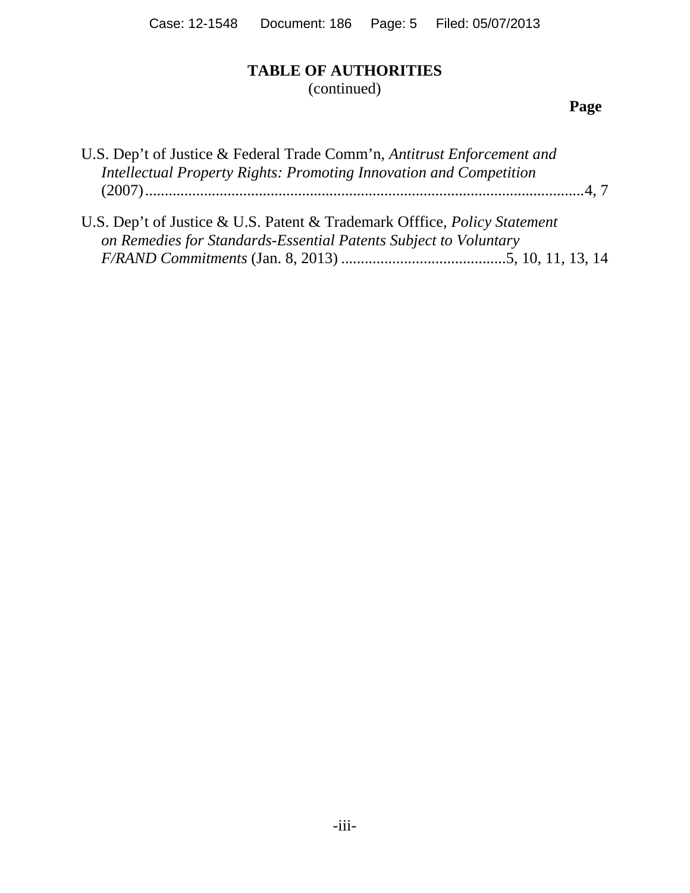# TABLE OF AUTHORITIES
(continued)

**Page**

U.S. Dep't of Justice & Federal Trade Comm'n, *Antitrust Enforcement and Intellectual Property Rights: Promoting Innovation and Competition* (2007).......................................................................................................4, 7

U.S. Dep't of Justice & U.S. Patent & Trademark Offfice, *Policy Statement on Remedies for Standards-Essential Patents Subject to Voluntary F/RAND Commitments* (Jan. 8, 2013) ..........................................5, 10, 11, 13, 14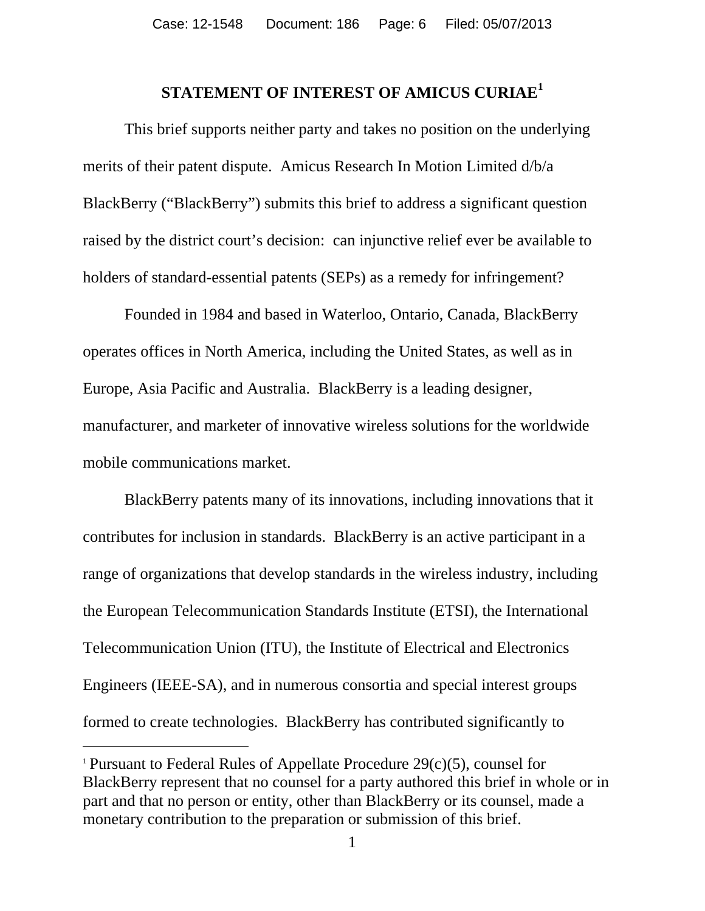## STATEMENT OF INTEREST OF AMICUS CURIAE[1]

This brief supports neither party and takes no position on the underlying merits of their patent dispute. Amicus Research In Motion Limited d/b/a BlackBerry ("BlackBerry") submits this brief to address a significant question raised by the district court's decision: can injunctive relief ever be available to holders of standard-essential patents (SEPs) as a remedy for infringement?

Founded in 1984 and based in Waterloo, Ontario, Canada, BlackBerry operates offices in North America, including the United States, as well as in Europe, Asia Pacific and Australia. BlackBerry is a leading designer, manufacturer, and marketer of innovative wireless solutions for the worldwide mobile communications market.

BlackBerry patents many of its innovations, including innovations that it contributes for inclusion in standards. BlackBerry is an active participant in a range of organizations that develop standards in the wireless industry, including the European Telecommunication Standards Institute (ETSI), the International Telecommunication Union (ITU), the Institute of Electrical and Electronics Engineers (IEEE-SA), and in numerous consortia and special interest groups formed to create technologies. BlackBerry has contributed significantly to

---

[1] Pursuant to Federal Rules of Appellate Procedure 29(c)(5), counsel for BlackBerry represent that no counsel for a party authored this brief in whole or in part and that no person or entity, other than BlackBerry or its counsel, made a monetary contribution to the preparation or submission of this brief.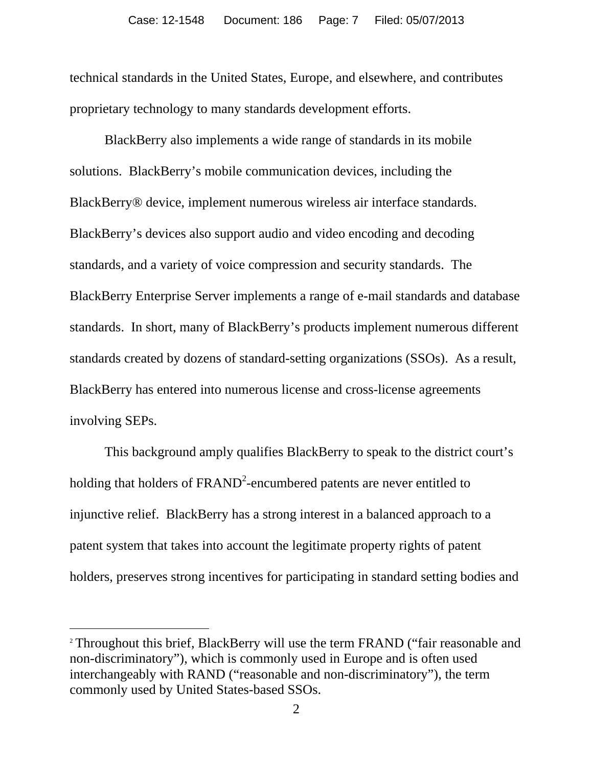technical standards in the United States, Europe, and elsewhere, and contributes proprietary technology to many standards development efforts.

BlackBerry also implements a wide range of standards in its mobile solutions. BlackBerry's mobile communication devices, including the BlackBerry® device, implement numerous wireless air interface standards. BlackBerry's devices also support audio and video encoding and decoding standards, and a variety of voice compression and security standards. The BlackBerry Enterprise Server implements a range of e-mail standards and database standards. In short, many of BlackBerry's products implement numerous different standards created by dozens of standard-setting organizations (SSOs). As a result, BlackBerry has entered into numerous license and cross-license agreements involving SEPs.

This background amply qualifies BlackBerry to speak to the district court's holding that holders of FRAND[2]-encumbered patents are never entitled to injunctive relief. BlackBerry has a strong interest in a balanced approach to a patent system that takes into account the legitimate property rights of patent holders, preserves strong incentives for participating in standard setting bodies and

---

[2] Throughout this brief, BlackBerry will use the term FRAND ("fair reasonable and non-discriminatory"), which is commonly used in Europe and is often used interchangeably with RAND ("reasonable and non-discriminatory"), the term commonly used by United States-based SSOs.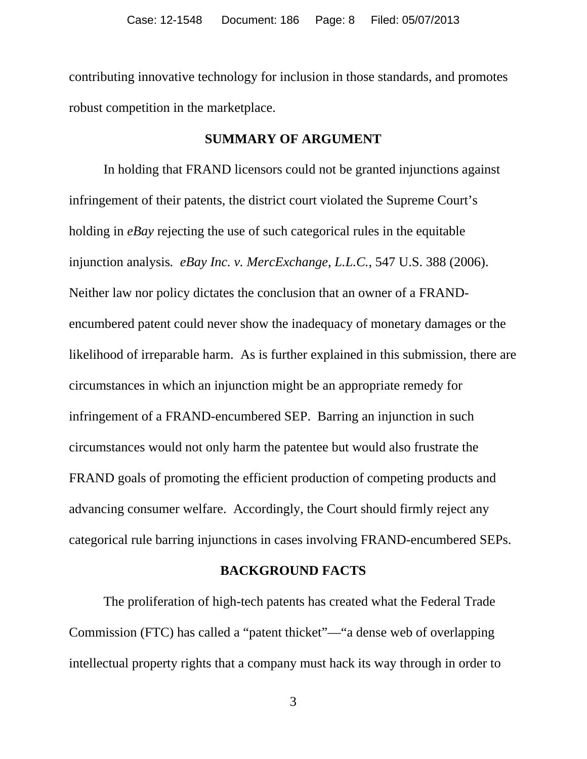contributing innovative technology for inclusion in those standards, and promotes robust competition in the marketplace.

## SUMMARY OF ARGUMENT

In holding that FRAND licensors could not be granted injunctions against infringement of their patents, the district court violated the Supreme Court's holding in *eBay* rejecting the use of such categorical rules in the equitable injunction analysis. *eBay Inc. v. MercExchange, L.L.C.,* 547 U.S. 388 (2006). Neither law nor policy dictates the conclusion that an owner of a FRAND-encumbered patent could never show the inadequacy of monetary damages or the likelihood of irreparable harm. As is further explained in this submission, there are circumstances in which an injunction might be an appropriate remedy for infringement of a FRAND-encumbered SEP. Barring an injunction in such circumstances would not only harm the patentee but would also frustrate the FRAND goals of promoting the efficient production of competing products and advancing consumer welfare. Accordingly, the Court should firmly reject any categorical rule barring injunctions in cases involving FRAND-encumbered SEPs.

## BACKGROUND FACTS

The proliferation of high-tech patents has created what the Federal Trade Commission (FTC) has called a "patent thicket"—"a dense web of overlapping intellectual property rights that a company must hack its way through in order to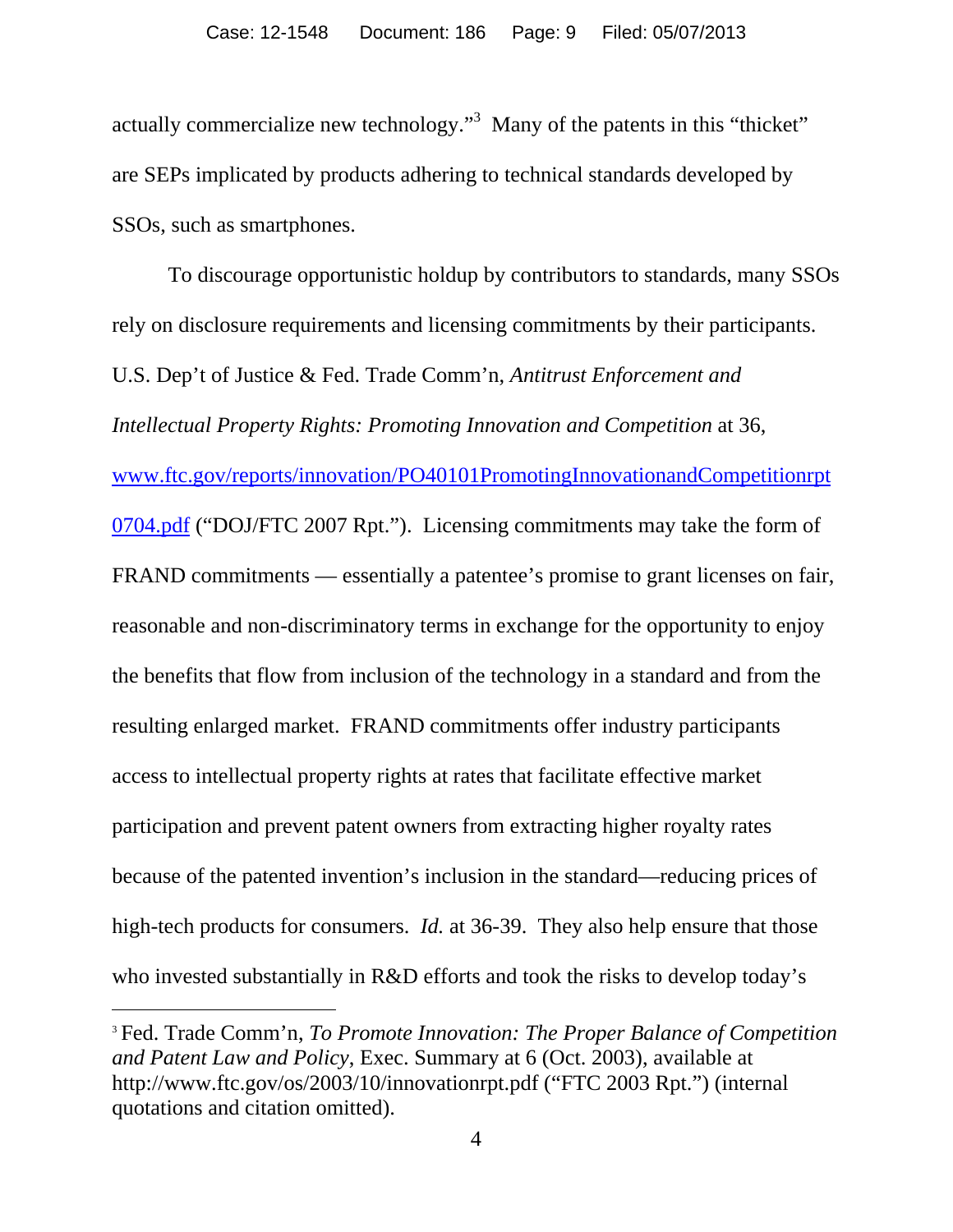actually commercialize new technology."[3] Many of the patents in this "thicket" are SEPs implicated by products adhering to technical standards developed by SSOs, such as smartphones.

To discourage opportunistic holdup by contributors to standards, many SSOs rely on disclosure requirements and licensing commitments by their participants. U.S. Dep't of Justice & Fed. Trade Comm'n, *Antitrust Enforcement and Intellectual Property Rights: Promoting Innovation and Competition* at 36, [www.ftc.gov/reports/innovation/PO40101PromotingInnovationandCompetitionrpt0704.pdf](www.ftc.gov/reports/innovation/PO40101PromotingInnovationandCompetitionrpt0704.pdf) ("DOJ/FTC 2007 Rpt."). Licensing commitments may take the form of FRAND commitments — essentially a patentee's promise to grant licenses on fair, reasonable and non-discriminatory terms in exchange for the opportunity to enjoy the benefits that flow from inclusion of the technology in a standard and from the resulting enlarged market. FRAND commitments offer industry participants access to intellectual property rights at rates that facilitate effective market participation and prevent patent owners from extracting higher royalty rates because of the patented invention's inclusion in the standard—reducing prices of high-tech products for consumers. *Id.* at 36-39. They also help ensure that those who invested substantially in R&D efforts and took the risks to develop today's

---

[3] Fed. Trade Comm'n, *To Promote Innovation: The Proper Balance of Competition and Patent Law and Policy*, Exec. Summary at 6 (Oct. 2003), available at http://www.ftc.gov/os/2003/10/innovationrpt.pdf ("FTC 2003 Rpt.") (internal quotations and citation omitted).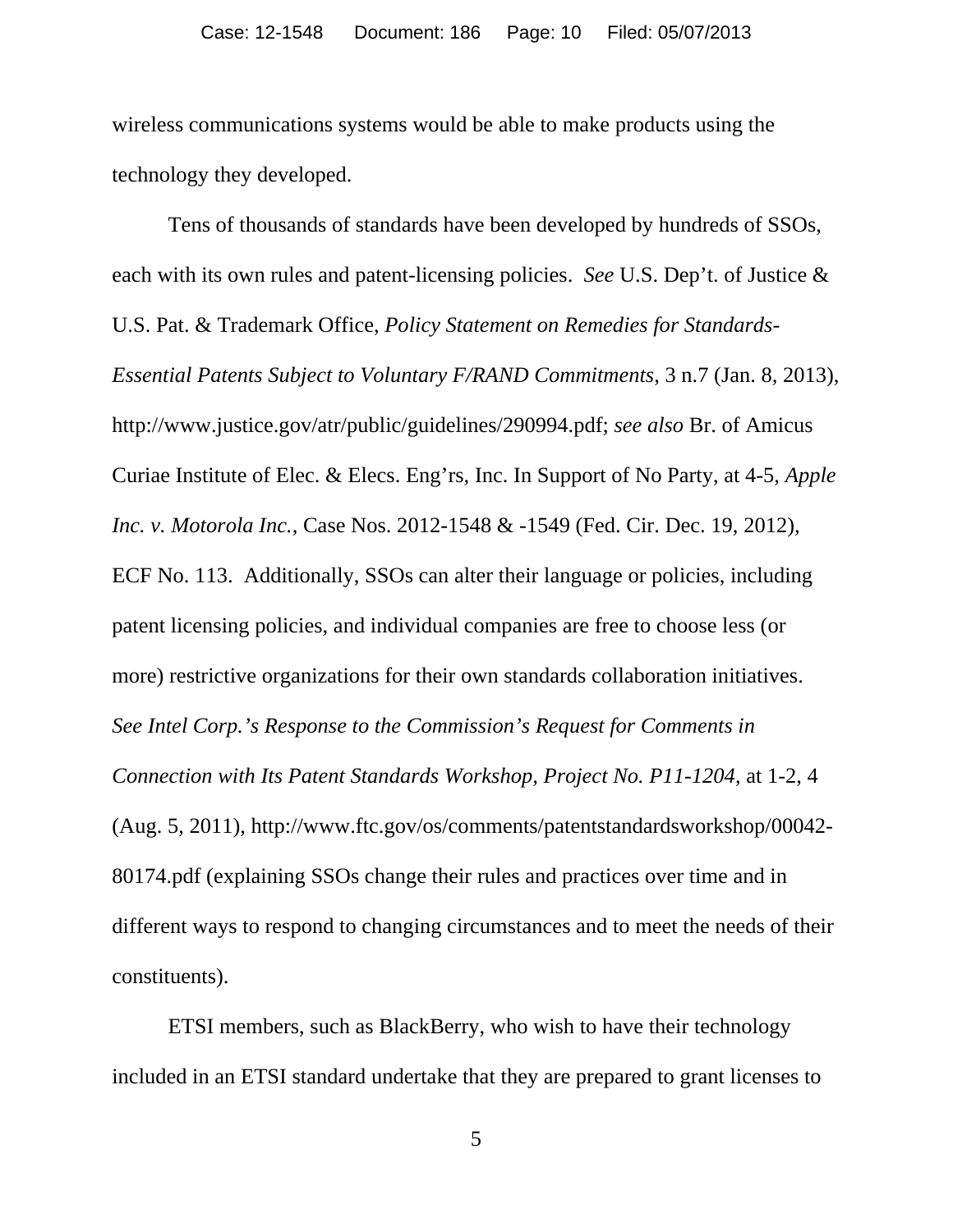wireless communications systems would be able to make products using the technology they developed.

Tens of thousands of standards have been developed by hundreds of SSOs, each with its own rules and patent-licensing policies. *See* U.S. Dep't. of Justice & U.S. Pat. & Trademark Office, *Policy Statement on Remedies for Standards-Essential Patents Subject to Voluntary F/RAND Commitments*, 3 n.7 (Jan. 8, 2013), http://www.justice.gov/atr/public/guidelines/290994.pdf; *see also* Br. of Amicus Curiae Institute of Elec. & Elecs. Eng'rs, Inc. In Support of No Party, at 4-5, *Apple Inc. v. Motorola Inc.*, Case Nos. 2012-1548 & -1549 (Fed. Cir. Dec. 19, 2012), ECF No. 113. Additionally, SSOs can alter their language or policies, including patent licensing policies, and individual companies are free to choose less (or more) restrictive organizations for their own standards collaboration initiatives. *See Intel Corp.'s Response to the Commission's Request for Comments in Connection with Its Patent Standards Workshop, Project No. P11-1204*, at 1-2, 4 (Aug. 5, 2011), http://www.ftc.gov/os/comments/patentstandardsworkshop/00042-80174.pdf (explaining SSOs change their rules and practices over time and in different ways to respond to changing circumstances and to meet the needs of their constituents).

ETSI members, such as BlackBerry, who wish to have their technology included in an ETSI standard undertake that they are prepared to grant licenses to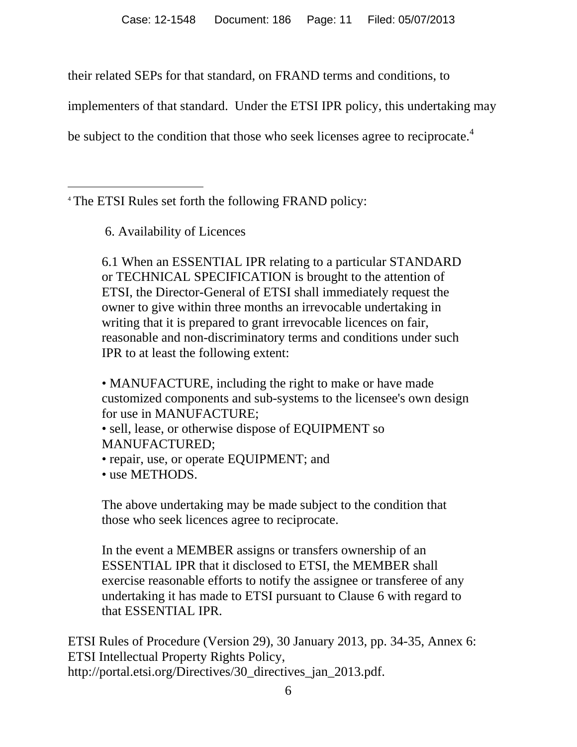their related SEPs for that standard, on FRAND terms and conditions, to implementers of that standard. Under the ETSI IPR policy, this undertaking may be subject to the condition that those who seek licenses agree to reciprocate.[4]

---

[4] The ETSI Rules set forth the following FRAND policy:

> 6. Availability of Licences
>
> 6.1 When an ESSENTIAL IPR relating to a particular STANDARD or TECHNICAL SPECIFICATION is brought to the attention of ETSI, the Director-General of ETSI shall immediately request the owner to give within three months an irrevocable undertaking in writing that it is prepared to grant irrevocable licences on fair, reasonable and non-discriminatory terms and conditions under such IPR to at least the following extent:
>
> • MANUFACTURE, including the right to make or have made customized components and sub-systems to the licensee's own design for use in MANUFACTURE;
> • sell, lease, or otherwise dispose of EQUIPMENT so MANUFACTURED;
> • repair, use, or operate EQUIPMENT; and
> • use METHODS.
>
> The above undertaking may be made subject to the condition that those who seek licences agree to reciprocate.
>
> In the event a MEMBER assigns or transfers ownership of an ESSENTIAL IPR that it disclosed to ETSI, the MEMBER shall exercise reasonable efforts to notify the assignee or transferee of any undertaking it has made to ETSI pursuant to Clause 6 with regard to that ESSENTIAL IPR.

ETSI Rules of Procedure (Version 29), 30 January 2013, pp. 34-35, Annex 6: ETSI Intellectual Property Rights Policy, http://portal.etsi.org/Directives/30_directives_jan_2013.pdf.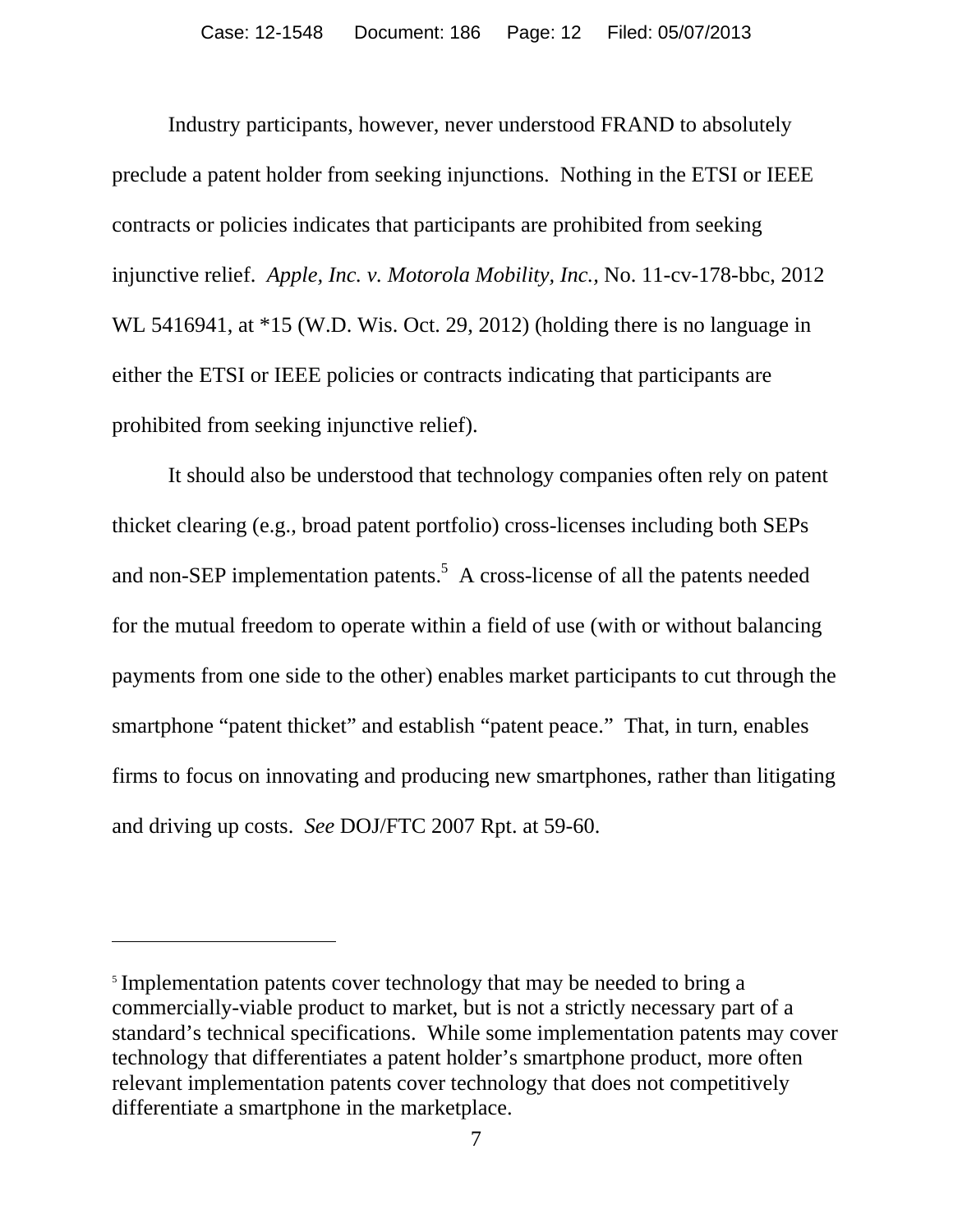Industry participants, however, never understood FRAND to absolutely preclude a patent holder from seeking injunctions. Nothing in the ETSI or IEEE contracts or policies indicates that participants are prohibited from seeking injunctive relief. *Apple, Inc. v. Motorola Mobility, Inc.*, No. 11-cv-178-bbc, 2012 WL 5416941, at *15 (W.D. Wis. Oct. 29, 2012) (holding there is no language in either the ETSI or IEEE policies or contracts indicating that participants are prohibited from seeking injunctive relief).

It should also be understood that technology companies often rely on patent thicket clearing (e.g., broad patent portfolio) cross-licenses including both SEPs and non-SEP implementation patents.[5] A cross-license of all the patents needed for the mutual freedom to operate within a field of use (with or without balancing payments from one side to the other) enables market participants to cut through the smartphone "patent thicket" and establish "patent peace." That, in turn, enables firms to focus on innovating and producing new smartphones, rather than litigating and driving up costs. *See* DOJ/FTC 2007 Rpt. at 59-60.

---

[5] Implementation patents cover technology that may be needed to bring a commercially-viable product to market, but is not a strictly necessary part of a standard's technical specifications. While some implementation patents may cover technology that differentiates a patent holder's smartphone product, more often relevant implementation patents cover technology that does not competitively differentiate a smartphone in the marketplace.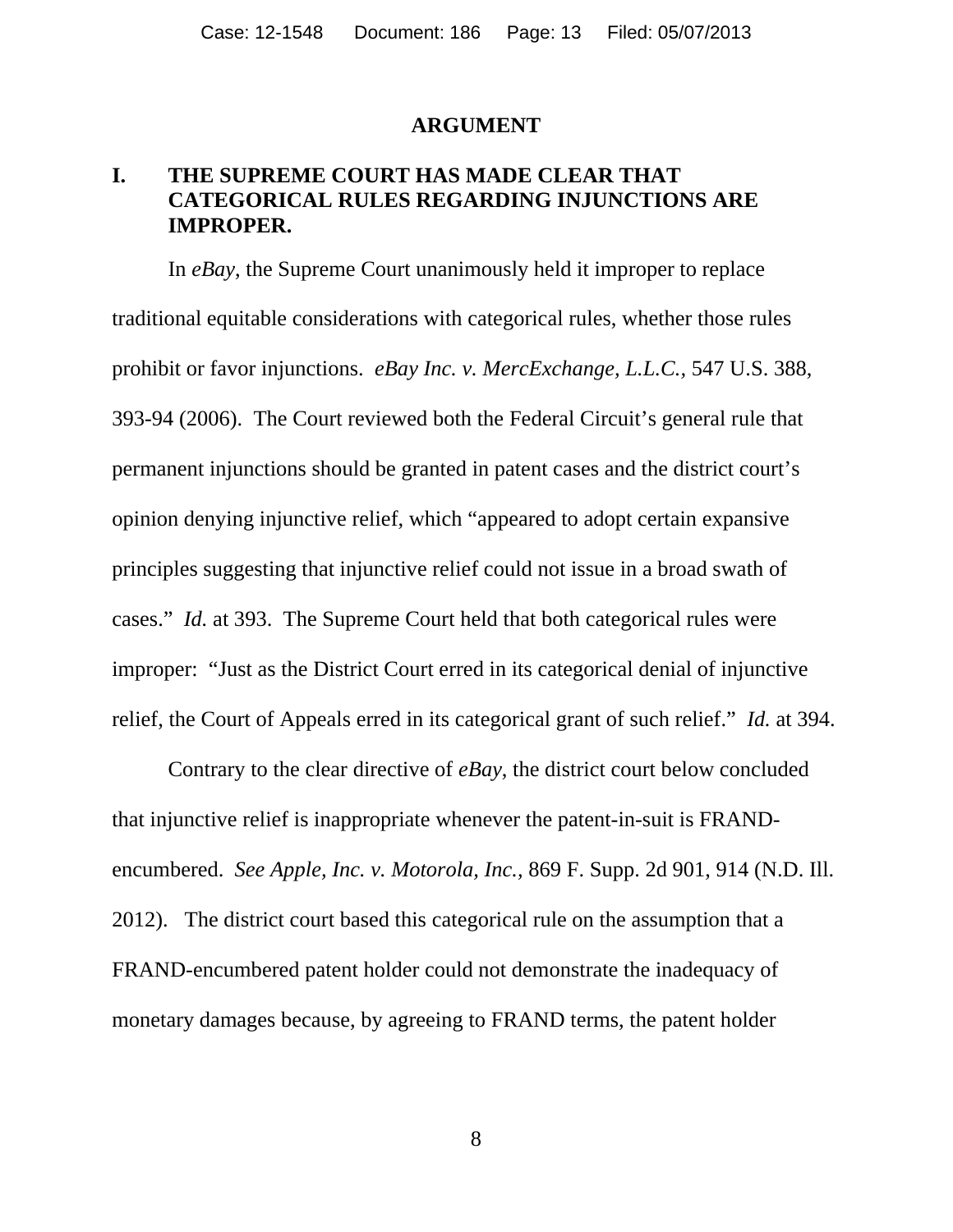## ARGUMENT

### I. THE SUPREME COURT HAS MADE CLEAR THAT CATEGORICAL RULES REGARDING INJUNCTIONS ARE IMPROPER.

In *eBay*, the Supreme Court unanimously held it improper to replace traditional equitable considerations with categorical rules, whether those rules prohibit or favor injunctions. *eBay Inc. v. MercExchange, L.L.C.*, 547 U.S. 388, 393-94 (2006). The Court reviewed both the Federal Circuit's general rule that permanent injunctions should be granted in patent cases and the district court's opinion denying injunctive relief, which "appeared to adopt certain expansive principles suggesting that injunctive relief could not issue in a broad swath of cases." *Id.* at 393. The Supreme Court held that both categorical rules were improper: "Just as the District Court erred in its categorical denial of injunctive relief, the Court of Appeals erred in its categorical grant of such relief." *Id.* at 394.

Contrary to the clear directive of *eBay*, the district court below concluded that injunctive relief is inappropriate whenever the patent-in-suit is FRAND-encumbered. *See Apple, Inc. v. Motorola, Inc.*, 869 F. Supp. 2d 901, 914 (N.D. Ill. 2012). The district court based this categorical rule on the assumption that a FRAND-encumbered patent holder could not demonstrate the inadequacy of monetary damages because, by agreeing to FRAND terms, the patent holder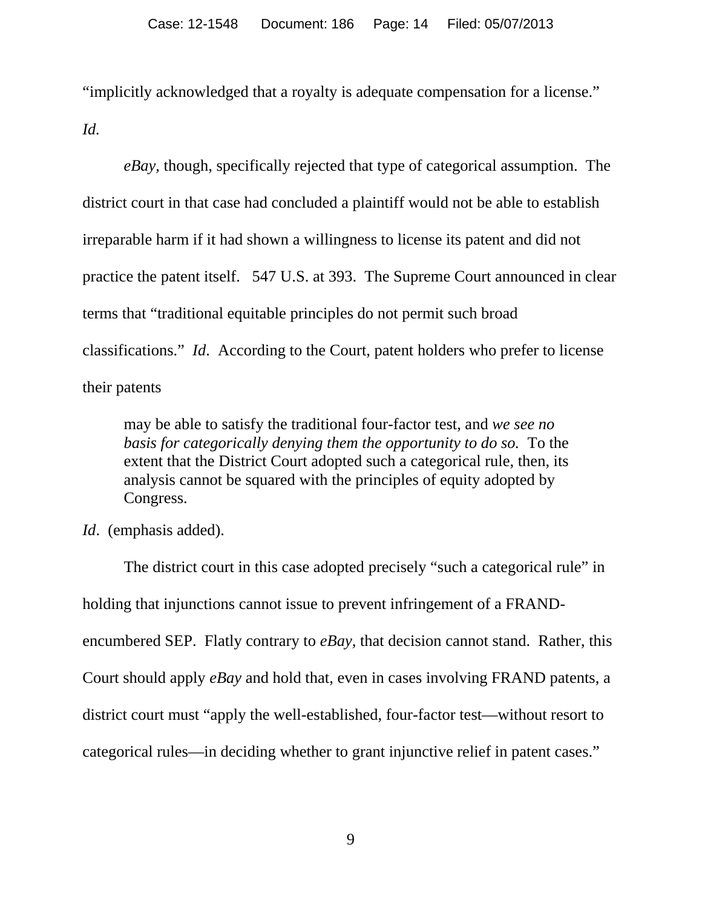"implicitly acknowledged that a royalty is adequate compensation for a license." *Id.*

*eBay,* though, specifically rejected that type of categorical assumption. The district court in that case had concluded a plaintiff would not be able to establish irreparable harm if it had shown a willingness to license its patent and did not practice the patent itself. 547 U.S. at 393. The Supreme Court announced in clear terms that "traditional equitable principles do not permit such broad classifications." *Id*. According to the Court, patent holders who prefer to license their patents

> may be able to satisfy the traditional four-factor test, and *we see no basis for categorically denying them the opportunity to do so.* To the extent that the District Court adopted such a categorical rule, then, its analysis cannot be squared with the principles of equity adopted by Congress.

*Id*. (emphasis added).

The district court in this case adopted precisely "such a categorical rule" in holding that injunctions cannot issue to prevent infringement of a FRAND-encumbered SEP. Flatly contrary to *eBay*, that decision cannot stand. Rather, this Court should apply *eBay* and hold that, even in cases involving FRAND patents, a district court must "apply the well-established, four-factor test—without resort to categorical rules—in deciding whether to grant injunctive relief in patent cases."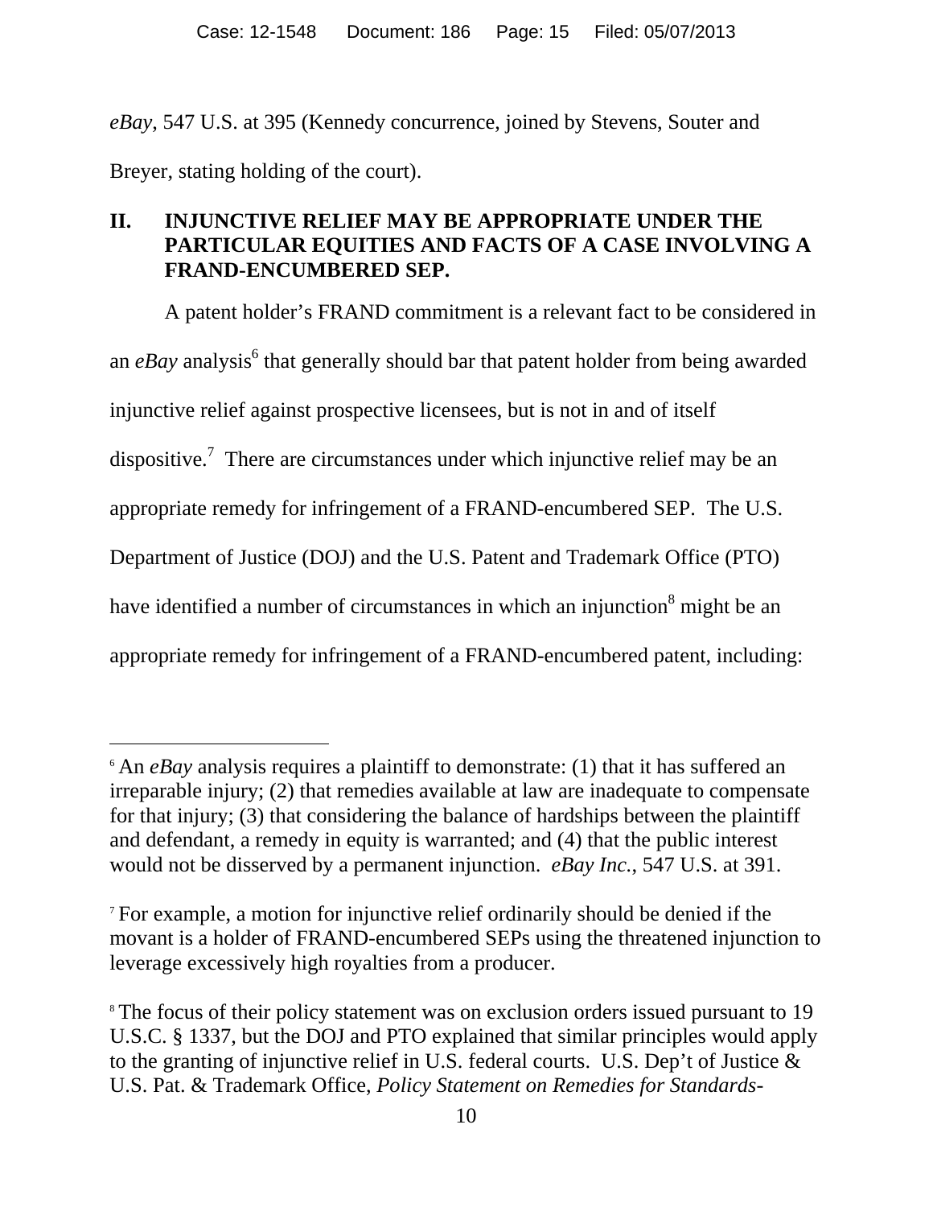*eBay*, 547 U.S. at 395 (Kennedy concurrence, joined by Stevens, Souter and Breyer, stating holding of the court).

## II. INJUNCTIVE RELIEF MAY BE APPROPRIATE UNDER THE PARTICULAR EQUITIES AND FACTS OF A CASE INVOLVING A FRAND-ENCUMBERED SEP.

A patent holder's FRAND commitment is a relevant fact to be considered in an *eBay* analysis[6] that generally should bar that patent holder from being awarded injunctive relief against prospective licensees, but is not in and of itself dispositive.[7] There are circumstances under which injunctive relief may be an appropriate remedy for infringement of a FRAND-encumbered SEP. The U.S. Department of Justice (DOJ) and the U.S. Patent and Trademark Office (PTO) have identified a number of circumstances in which an injunction[8] might be an appropriate remedy for infringement of a FRAND-encumbered patent, including:

---

[6] An *eBay* analysis requires a plaintiff to demonstrate: (1) that it has suffered an irreparable injury; (2) that remedies available at law are inadequate to compensate for that injury; (3) that considering the balance of hardships between the plaintiff and defendant, a remedy in equity is warranted; and (4) that the public interest would not be disserved by a permanent injunction. *eBay Inc.*, 547 U.S. at 391.

[7] For example, a motion for injunctive relief ordinarily should be denied if the movant is a holder of FRAND-encumbered SEPs using the threatened injunction to leverage excessively high royalties from a producer.

[8] The focus of their policy statement was on exclusion orders issued pursuant to 19 U.S.C. § 1337, but the DOJ and PTO explained that similar principles would apply to the granting of injunctive relief in U.S. federal courts. U.S. Dep't of Justice & U.S. Pat. & Trademark Office, *Policy Statement on Remedies for Standards-*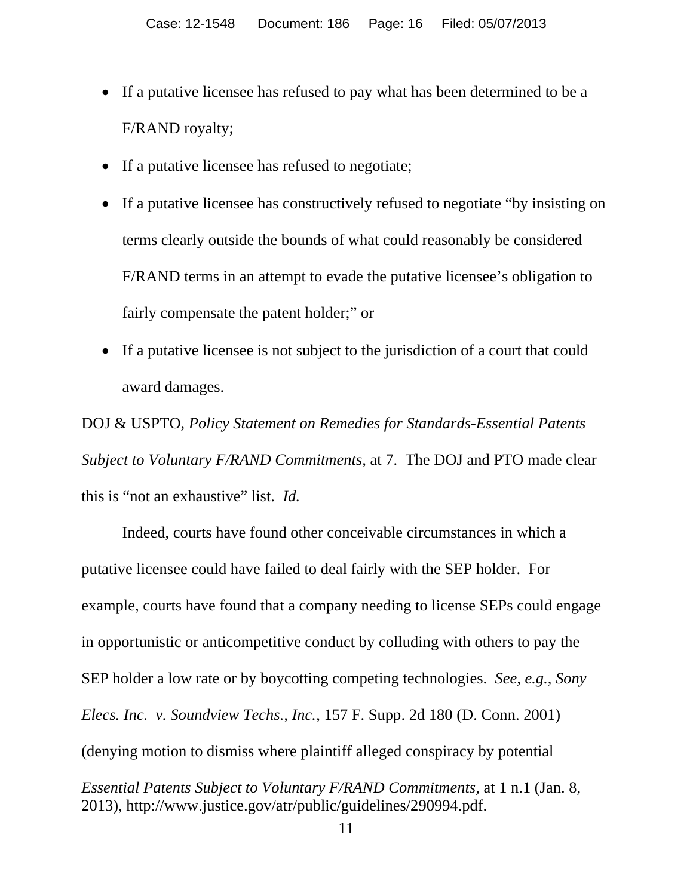- If a putative licensee has refused to pay what has been determined to be a F/RAND royalty;
- If a putative licensee has refused to negotiate;
- If a putative licensee has constructively refused to negotiate "by insisting on terms clearly outside the bounds of what could reasonably be considered F/RAND terms in an attempt to evade the putative licensee's obligation to fairly compensate the patent holder;" or
- If a putative licensee is not subject to the jurisdiction of a court that could award damages.

DOJ & USPTO, *Policy Statement on Remedies for Standards-Essential Patents Subject to Voluntary F/RAND Commitments*, at 7. The DOJ and PTO made clear this is "not an exhaustive" list. *Id.*

Indeed, courts have found other conceivable circumstances in which a putative licensee could have failed to deal fairly with the SEP holder. For example, courts have found that a company needing to license SEPs could engage in opportunistic or anticompetitive conduct by colluding with others to pay the SEP holder a low rate or by boycotting competing technologies. *See, e.g.*, *Sony Elecs. Inc. v. Soundview Techs., Inc.*, 157 F. Supp. 2d 180 (D. Conn. 2001) (denying motion to dismiss where plaintiff alleged conspiracy by potential

---

*Essential Patents Subject to Voluntary F/RAND Commitments*, at 1 n.1 (Jan. 8, 2013), http://www.justice.gov/atr/public/guidelines/290994.pdf.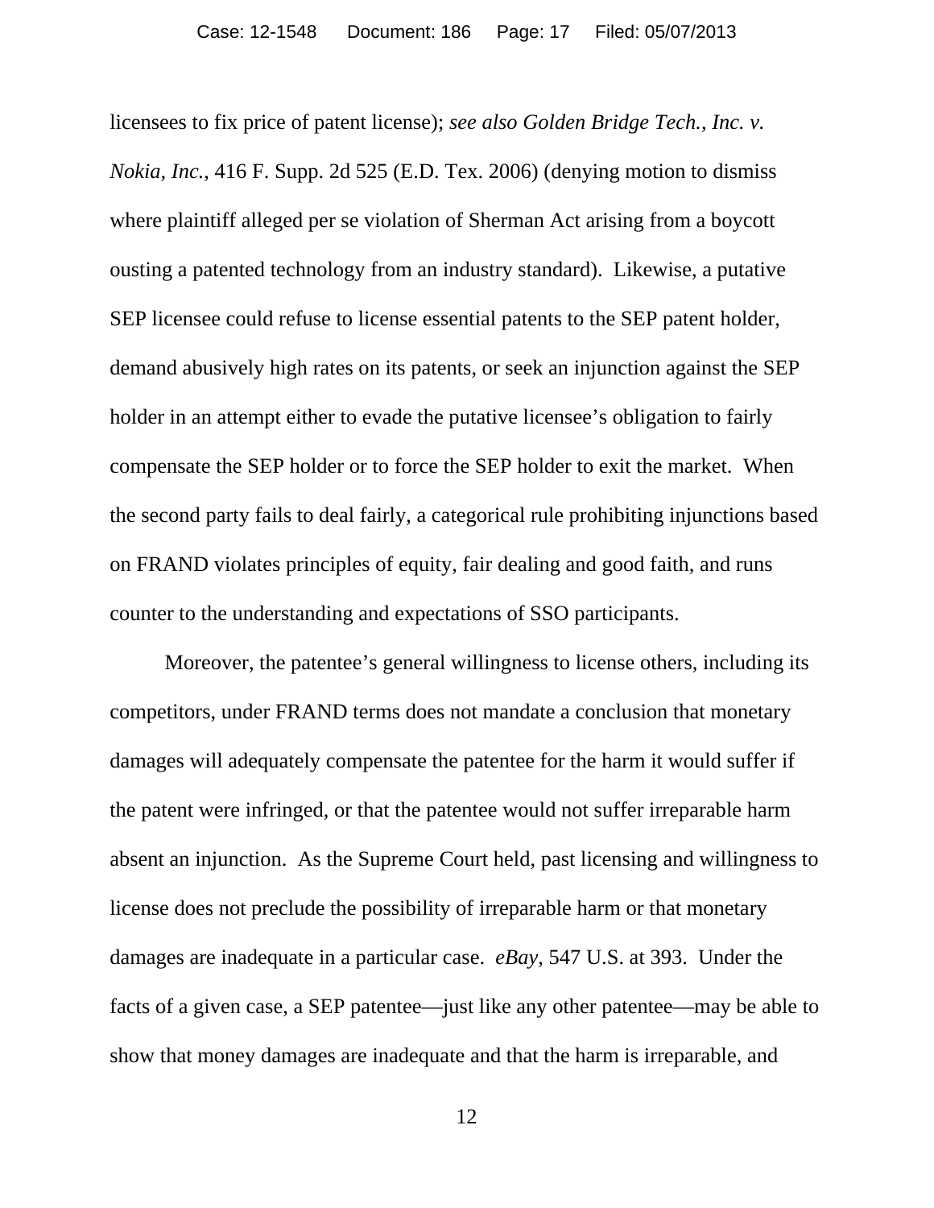licensees to fix price of patent license); *see also Golden Bridge Tech., Inc. v. Nokia, Inc.*, 416 F. Supp. 2d 525 (E.D. Tex. 2006) (denying motion to dismiss where plaintiff alleged per se violation of Sherman Act arising from a boycott ousting a patented technology from an industry standard). Likewise, a putative SEP licensee could refuse to license essential patents to the SEP patent holder, demand abusively high rates on its patents, or seek an injunction against the SEP holder in an attempt either to evade the putative licensee's obligation to fairly compensate the SEP holder or to force the SEP holder to exit the market. When the second party fails to deal fairly, a categorical rule prohibiting injunctions based on FRAND violates principles of equity, fair dealing and good faith, and runs counter to the understanding and expectations of SSO participants.

Moreover, the patentee's general willingness to license others, including its competitors, under FRAND terms does not mandate a conclusion that monetary damages will adequately compensate the patentee for the harm it would suffer if the patent were infringed, or that the patentee would not suffer irreparable harm absent an injunction. As the Supreme Court held, past licensing and willingness to license does not preclude the possibility of irreparable harm or that monetary damages are inadequate in a particular case. *eBay*, 547 U.S. at 393. Under the facts of a given case, a SEP patentee—just like any other patentee—may be able to show that money damages are inadequate and that the harm is irreparable, and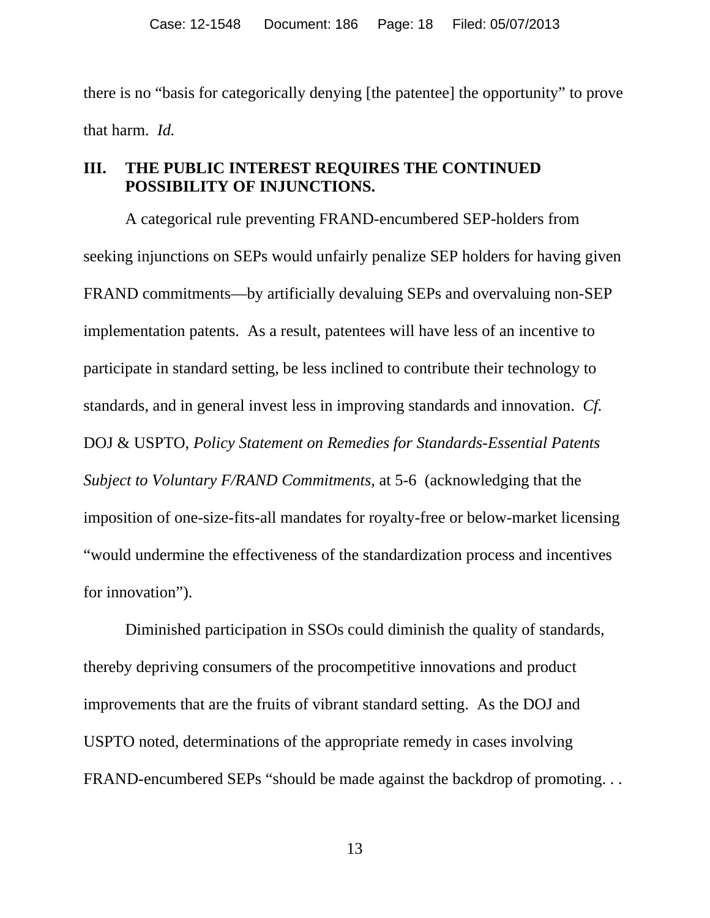there is no "basis for categorically denying [the patentee] the opportunity" to prove that harm. *Id.*

## III. THE PUBLIC INTEREST REQUIRES THE CONTINUED POSSIBILITY OF INJUNCTIONS.

A categorical rule preventing FRAND-encumbered SEP-holders from seeking injunctions on SEPs would unfairly penalize SEP holders for having given FRAND commitments—by artificially devaluing SEPs and overvaluing non-SEP implementation patents. As a result, patentees will have less of an incentive to participate in standard setting, be less inclined to contribute their technology to standards, and in general invest less in improving standards and innovation. *Cf.* DOJ & USPTO, *Policy Statement on Remedies for Standards-Essential Patents Subject to Voluntary F/RAND Commitments,* at 5-6 (acknowledging that the imposition of one-size-fits-all mandates for royalty-free or below-market licensing "would undermine the effectiveness of the standardization process and incentives for innovation").

Diminished participation in SSOs could diminish the quality of standards, thereby depriving consumers of the procompetitive innovations and product improvements that are the fruits of vibrant standard setting. As the DOJ and USPTO noted, determinations of the appropriate remedy in cases involving FRAND-encumbered SEPs "should be made against the backdrop of promoting. . .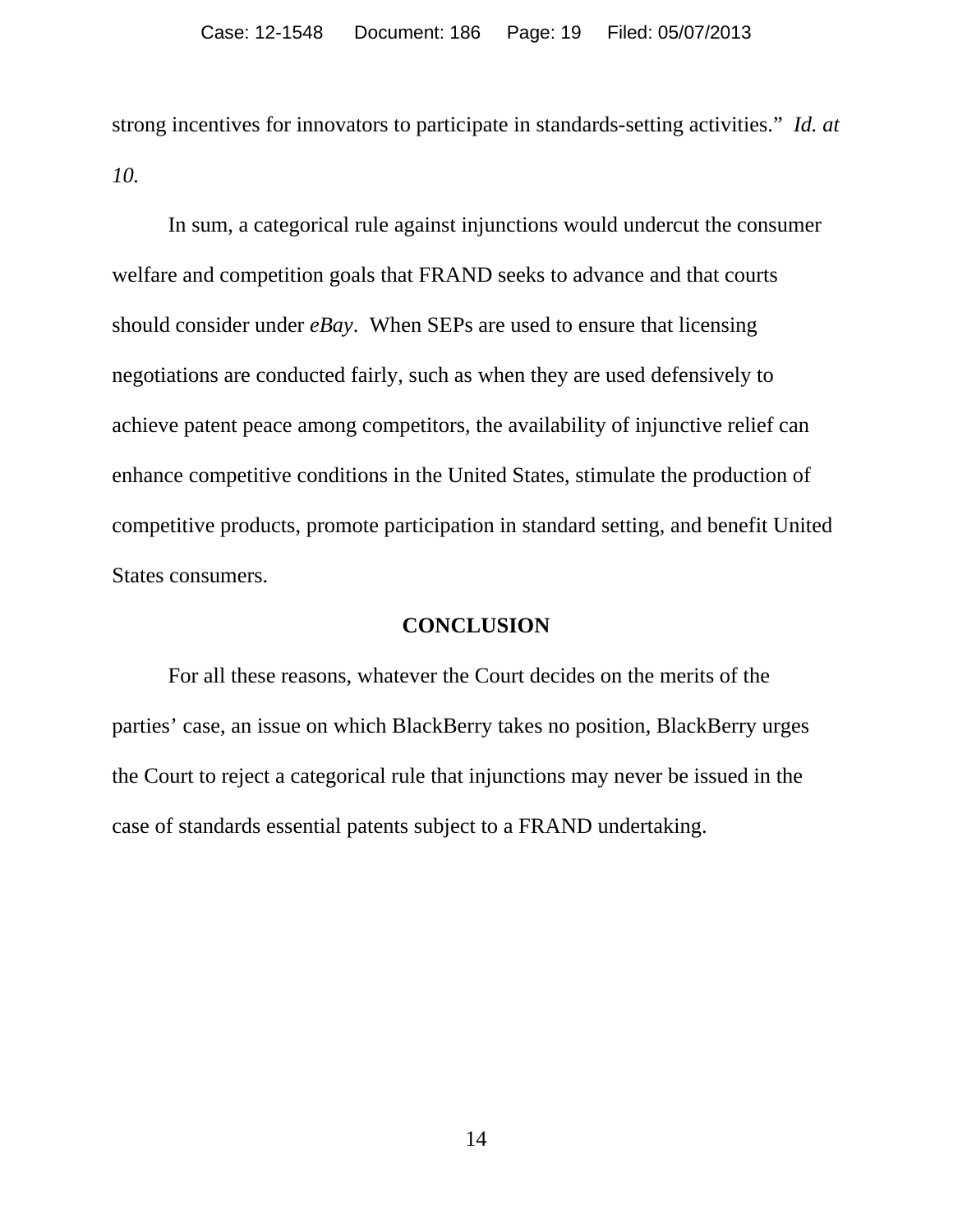strong incentives for innovators to participate in standards-setting activities." *Id. at 10.*

In sum, a categorical rule against injunctions would undercut the consumer welfare and competition goals that FRAND seeks to advance and that courts should consider under *eBay*. When SEPs are used to ensure that licensing negotiations are conducted fairly, such as when they are used defensively to achieve patent peace among competitors, the availability of injunctive relief can enhance competitive conditions in the United States, stimulate the production of competitive products, promote participation in standard setting, and benefit United States consumers.

## CONCLUSION

For all these reasons, whatever the Court decides on the merits of the parties' case, an issue on which BlackBerry takes no position, BlackBerry urges the Court to reject a categorical rule that injunctions may never be issued in the case of standards essential patents subject to a FRAND undertaking.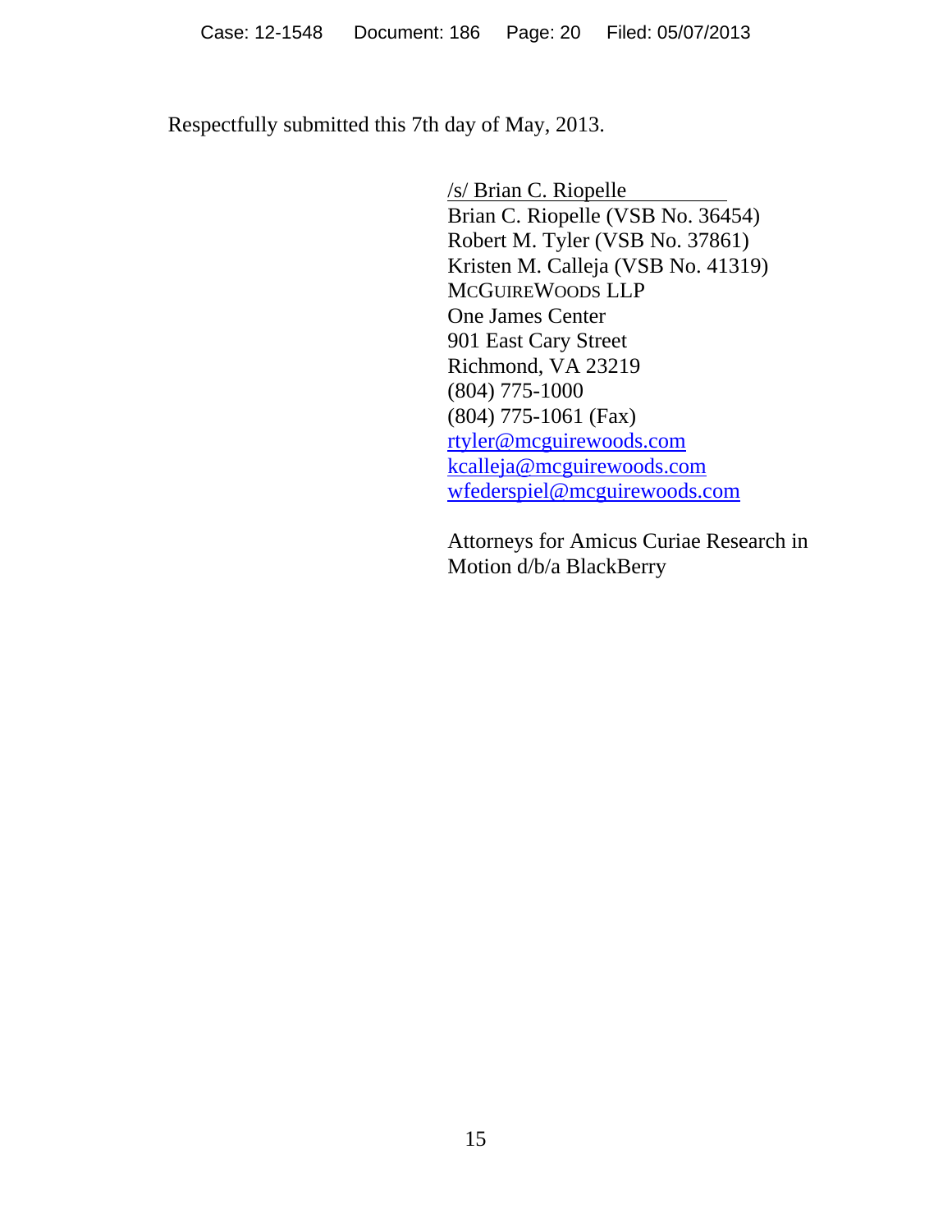Respectfully submitted this 7th day of May, 2013.

/s/ Brian C. Riopelle  
Brian C. Riopelle (VSB No. 36454)  
Robert M. Tyler (VSB No. 37861)  
Kristen M. Calleja (VSB No. 41319)  
MCGUIREWOODS LLP  
One James Center  
901 East Cary Street  
Richmond, VA 23219  
(804) 775-1000  
(804) 775-1061 (Fax)  
rtyler@mcguirewoods.com  
kcalleja@mcguirewoods.com  
wfederspiel@mcguirewoods.com

Attorneys for Amicus Curiae Research in Motion d/b/a BlackBerry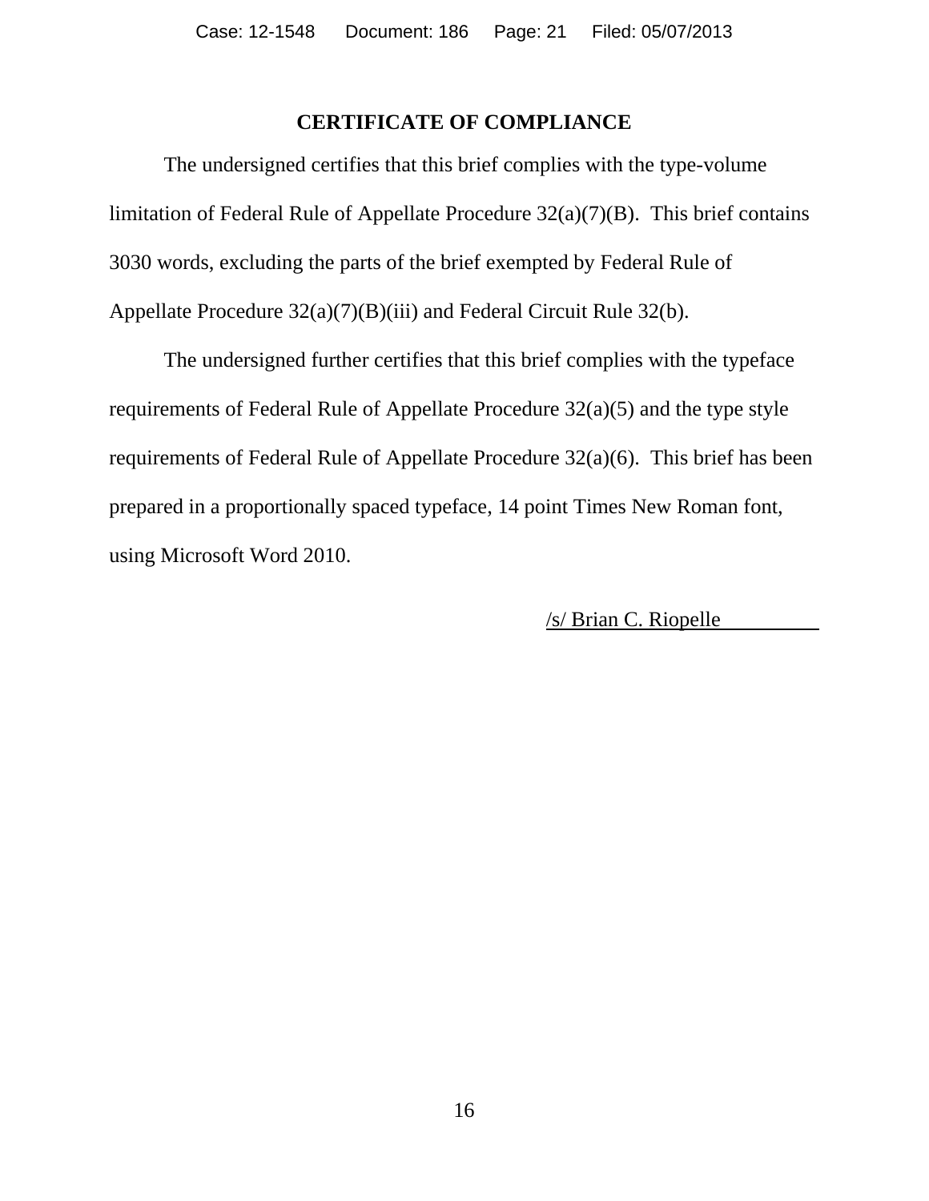## CERTIFICATE OF COMPLIANCE

The undersigned certifies that this brief complies with the type-volume limitation of Federal Rule of Appellate Procedure 32(a)(7)(B). This brief contains 3030 words, excluding the parts of the brief exempted by Federal Rule of Appellate Procedure 32(a)(7)(B)(iii) and Federal Circuit Rule 32(b).

The undersigned further certifies that this brief complies with the typeface requirements of Federal Rule of Appellate Procedure 32(a)(5) and the type style requirements of Federal Rule of Appellate Procedure 32(a)(6). This brief has been prepared in a proportionally spaced typeface, 14 point Times New Roman font, using Microsoft Word 2010.

/s/ Brian C. Riopelle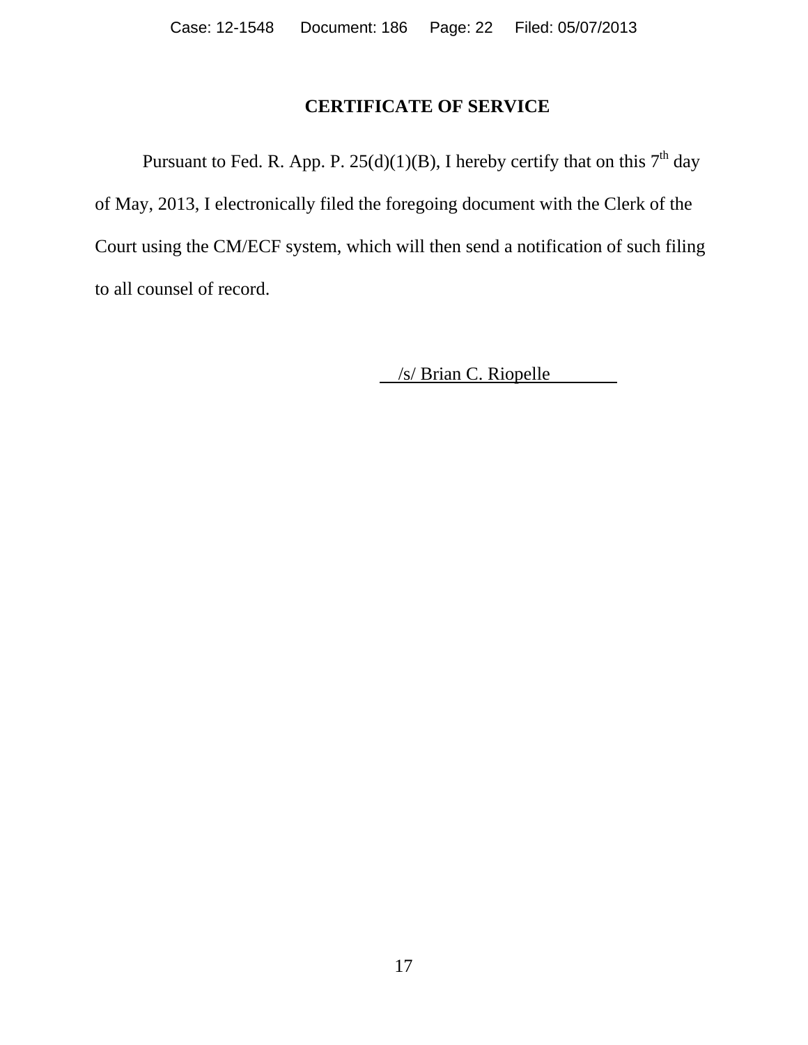## CERTIFICATE OF SERVICE

Pursuant to Fed. R. App. P. 25(d)(1)(B), I hereby certify that on this 7th day of May, 2013, I electronically filed the foregoing document with the Clerk of the Court using the CM/ECF system, which will then send a notification of such filing to all counsel of record.

/s/ Brian C. Riopelle